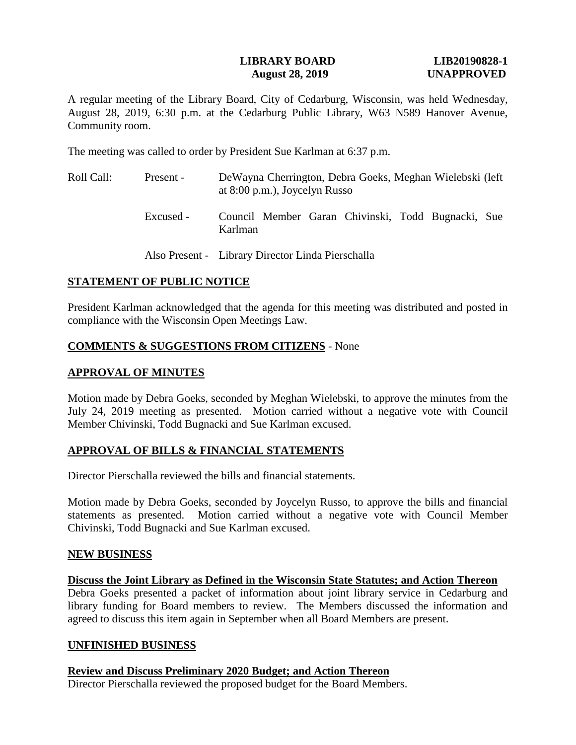**LIBRARY BOARD** **LIB20190828-1**
**August 28, 2019** **UNAPPROVED**

A regular meeting of the Library Board, City of Cedarburg, Wisconsin, was held Wednesday, August 28, 2019, 6:30 p.m. at the Cedarburg Public Library, W63 N589 Hanover Avenue, Community room.

The meeting was called to order by President Sue Karlman at 6:37 p.m.

| | | |
|---|---|---|
| Roll Call: | Present - | DeWayna Cherrington, Debra Goeks, Meghan Wielebski (left at 8:00 p.m.), Joycelyn Russo |
| | Excused - | Council Member Garan Chivinski, Todd Bugnacki, Sue Karlman |
| | Also Present - | Library Director Linda Pierschalla |

## STATEMENT OF PUBLIC NOTICE

President Karlman acknowledged that the agenda for this meeting was distributed and posted in compliance with the Wisconsin Open Meetings Law.

## COMMENTS & SUGGESTIONS FROM CITIZENS - None

## APPROVAL OF MINUTES

Motion made by Debra Goeks, seconded by Meghan Wielebski, to approve the minutes from the July 24, 2019 meeting as presented. Motion carried without a negative vote with Council Member Chivinski, Todd Bugnacki and Sue Karlman excused.

## APPROVAL OF BILLS & FINANCIAL STATEMENTS

Director Pierschalla reviewed the bills and financial statements.

Motion made by Debra Goeks, seconded by Joycelyn Russo, to approve the bills and financial statements as presented. Motion carried without a negative vote with Council Member Chivinski, Todd Bugnacki and Sue Karlman excused.

## NEW BUSINESS

### Discuss the Joint Library as Defined in the Wisconsin State Statutes; and Action Thereon

Debra Goeks presented a packet of information about joint library service in Cedarburg and library funding for Board members to review. The Members discussed the information and agreed to discuss this item again in September when all Board Members are present.

## UNFINISHED BUSINESS

### Review and Discuss Preliminary 2020 Budget; and Action Thereon

Director Pierschalla reviewed the proposed budget for the Board Members.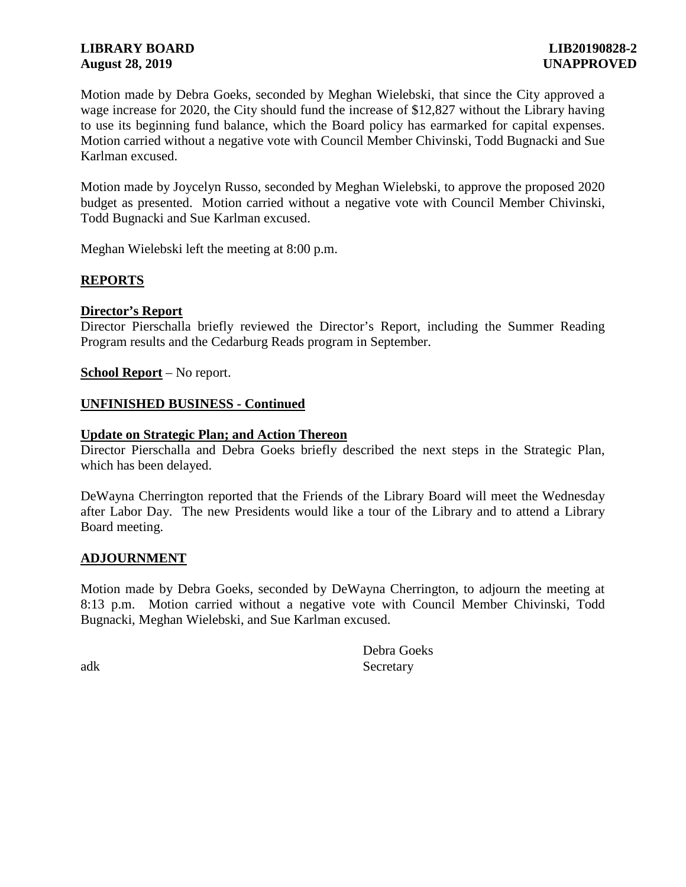Motion made by Debra Goeks, seconded by Meghan Wielebski, that since the City approved a wage increase for 2020, the City should fund the increase of $12,827 without the Library having to use its beginning fund balance, which the Board policy has earmarked for capital expenses. Motion carried without a negative vote with Council Member Chivinski, Todd Bugnacki and Sue Karlman excused.

Motion made by Joycelyn Russo, seconded by Meghan Wielebski, to approve the proposed 2020 budget as presented. Motion carried without a negative vote with Council Member Chivinski, Todd Bugnacki and Sue Karlman excused.

Meghan Wielebski left the meeting at 8:00 p.m.

## REPORTS

**Director's Report**
Director Pierschalla briefly reviewed the Director's Report, including the Summer Reading Program results and the Cedarburg Reads program in September.

**School Report** – No report.

## UNFINISHED BUSINESS - Continued

**Update on Strategic Plan; and Action Thereon**
Director Pierschalla and Debra Goeks briefly described the next steps in the Strategic Plan, which has been delayed.

DeWayna Cherrington reported that the Friends of the Library Board will meet the Wednesday after Labor Day. The new Presidents would like a tour of the Library and to attend a Library Board meeting.

## ADJOURNMENT

Motion made by Debra Goeks, seconded by DeWayna Cherrington, to adjourn the meeting at 8:13 p.m. Motion carried without a negative vote with Council Member Chivinski, Todd Bugnacki, Meghan Wielebski, and Sue Karlman excused.

Debra Goeks
Secretary

adk